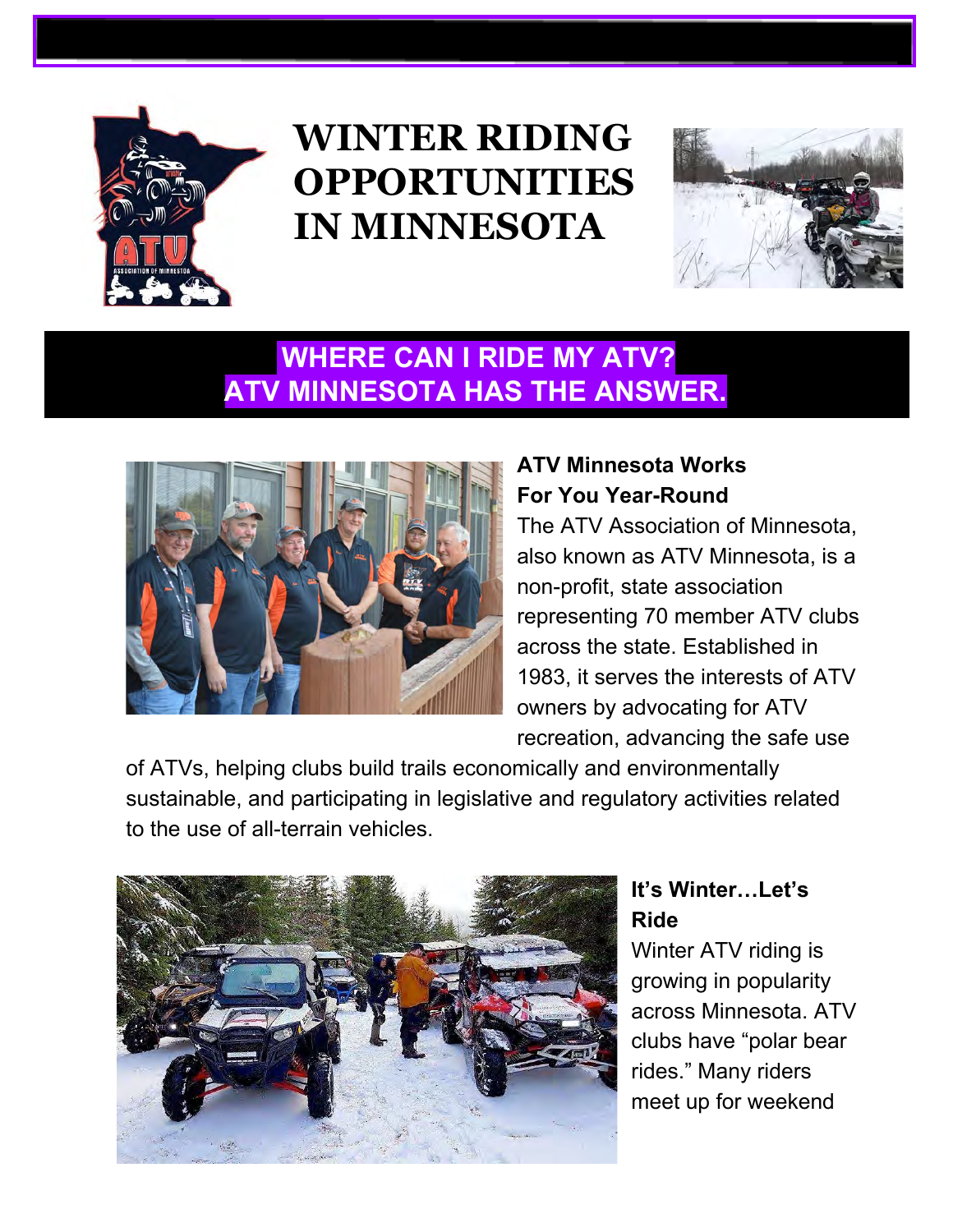# WINTER RIDING OPPORTUNITIES IN MINNESOTA

## WHERE CAN I RIDE MY ATV? ATV MINNESOTA HAS THE ANSWER.

### ATV Minnesota Works For You Year-Round

The ATV Association of Minnesota, also known as ATV Minnesota, is a non-profit, state association representing 70 member ATV clubs across the state. Established in 1983, it serves the interests of ATV owners by advocating for ATV recreation, advancing the safe use of ATVs, helping clubs build trails economically and environmentally sustainable, and participating in legislative and regulatory activities related to the use of all-terrain vehicles.

### It's Winter…Let's Ride

Winter ATV riding is growing in popularity across Minnesota. ATV clubs have "polar bear rides." Many riders meet up for weekend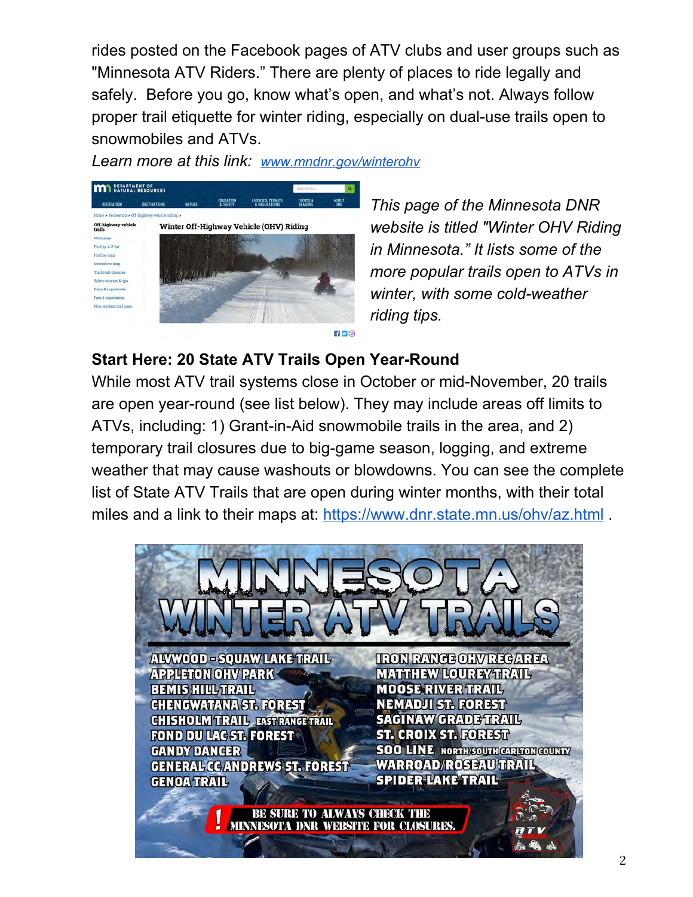rides posted on the Facebook pages of ATV clubs and user groups such as "Minnesota ATV Riders." There are plenty of places to ride legally and safely. Before you go, know what's open, and what's not. Always follow proper trail etiquette for winter riding, especially on dual-use trails open to snowmobiles and ATVs.

*Learn more at this link:* [www.mndnr.gov/winterohv](www.mndnr.gov/winterohv)

*This page of the Minnesota DNR website is titled "Winter OHV Riding in Minnesota." It lists some of the more popular trails open to ATVs in winter, with some cold-weather riding tips.*

**Start Here: 20 State ATV Trails Open Year-Round**

While most ATV trail systems close in October or mid-November, 20 trails are open year-round (see list below). They may include areas off limits to ATVs, including: 1) Grant-in-Aid snowmobile trails in the area, and 2) temporary trail closures due to big-game season, logging, and extreme weather that may cause washouts or blowdowns. You can see the complete list of State ATV Trails that are open during winter months, with their total miles and a link to their maps at: [https://www.dnr.state.mn.us/ohv/az.html](https://www.dnr.state.mn.us/ohv/az.html) .

**MINNESOTA WINTER ATV TRAILS**

- ALVWOOD - SQUAW LAKE TRAIL
- APPLETON OHV PARK
- BEMIS HILL TRAIL
- CHENGWATANA ST. FOREST
- CHISHOLM TRAIL EAST RANGE TRAIL
- FOND DU LAC ST. FOREST
- GANDY DANCER
- GENERAL CC ANDREWS ST. FOREST
- GENOA TRAIL
- IRON RANGE OHV REC AREA
- MATTHEW LOUREY TRAIL
- MOOSE RIVER TRAIL
- NEMADJI ST. FOREST
- SAGINAW GRADE TRAIL
- ST. CROIX ST. FOREST
- SOO LINE NORTH/SOUTH CARLTON COUNTY
- WARROAD/ROSEAU TRAIL
- SPIDER LAKE TRAIL

! BE SURE TO ALWAYS CHECK THE MINNESOTA DNR WEBSITE FOR CLOSURES.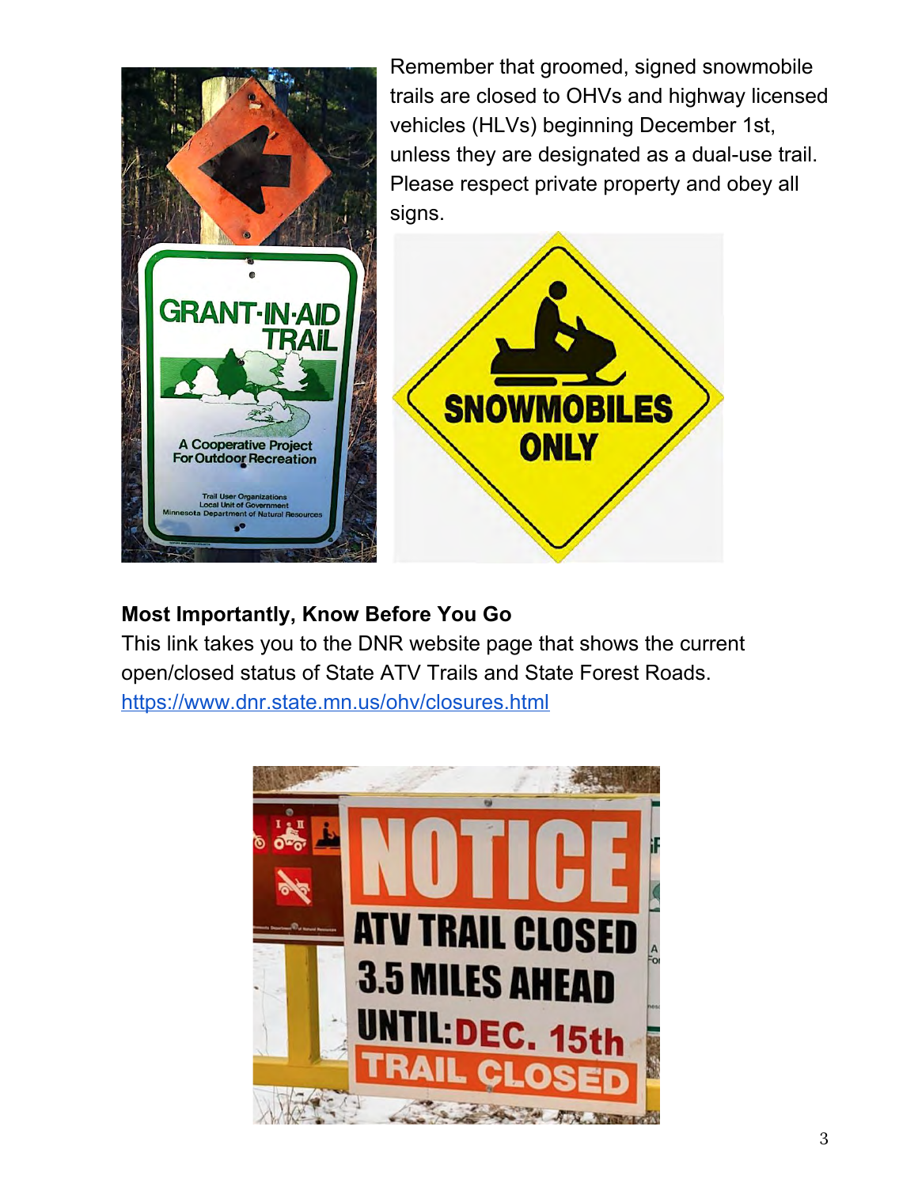Remember that groomed, signed snowmobile trails are closed to OHVs and highway licensed vehicles (HLVs) beginning December 1st, unless they are designated as a dual-use trail. Please respect private property and obey all signs.

**Most Importantly, Know Before You Go**

This link takes you to the DNR website page that shows the current open/closed status of State ATV Trails and State Forest Roads.

https://www.dnr.state.mn.us/ohv/closures.html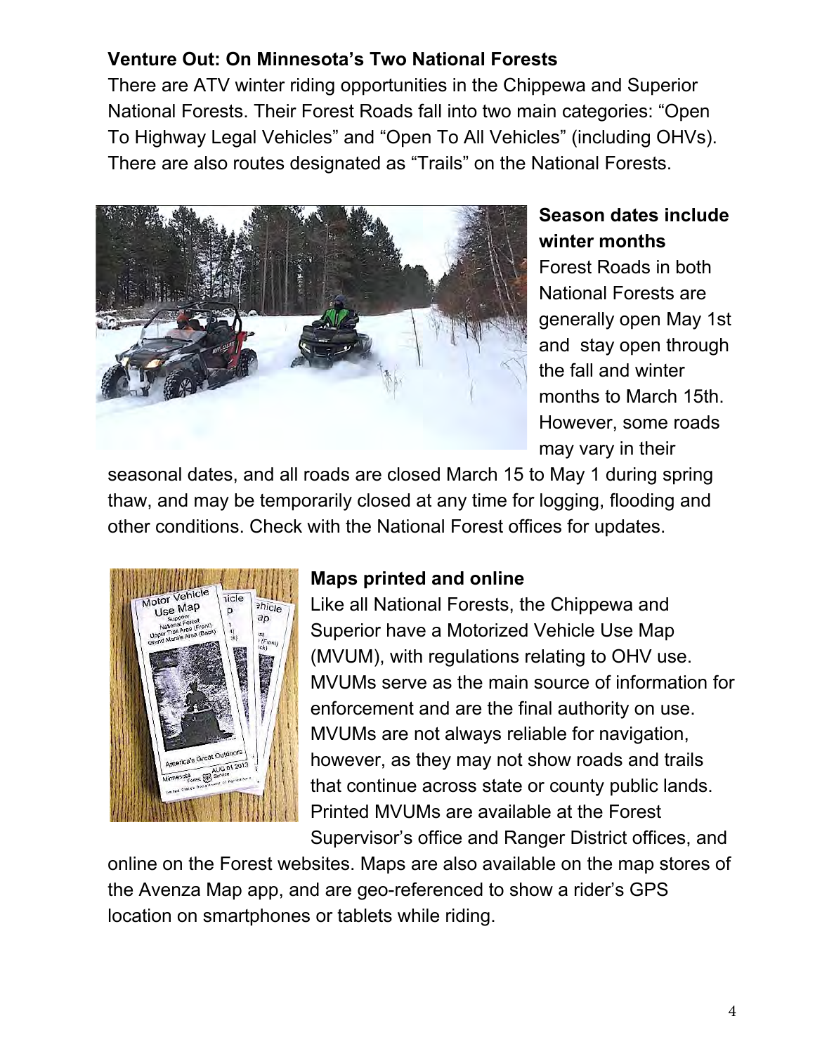**Venture Out: On Minnesota's Two National Forests**

There are ATV winter riding opportunities in the Chippewa and Superior National Forests. Their Forest Roads fall into two main categories: "Open To Highway Legal Vehicles" and "Open To All Vehicles" (including OHVs). There are also routes designated as "Trails" on the National Forests.

**Season dates include winter months**

Forest Roads in both National Forests are generally open May 1st and stay open through the fall and winter months to March 15th. However, some roads may vary in their seasonal dates, and all roads are closed March 15 to May 1 during spring thaw, and may be temporarily closed at any time for logging, flooding and other conditions. Check with the National Forest offices for updates.

**Maps printed and online**

Like all National Forests, the Chippewa and Superior have a Motorized Vehicle Use Map (MVUM), with regulations relating to OHV use. MVUMs serve as the main source of information for enforcement and are the final authority on use. MVUMs are not always reliable for navigation, however, as they may not show roads and trails that continue across state or county public lands. Printed MVUMs are available at the Forest Supervisor's office and Ranger District offices, and online on the Forest websites. Maps are also available on the map stores of the Avenza Map app, and are geo-referenced to show a rider's GPS location on smartphones or tablets while riding.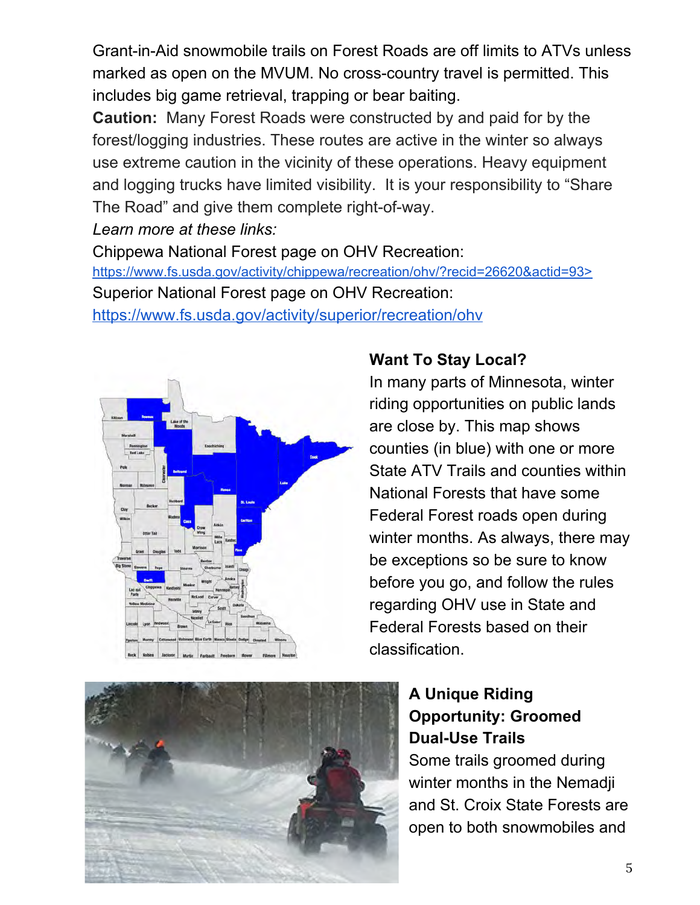Grant-in-Aid snowmobile trails on Forest Roads are off limits to ATVs unless marked as open on the MVUM. No cross-country travel is permitted. This includes big game retrieval, trapping or bear baiting.

**Caution:** Many Forest Roads were constructed by and paid for by the forest/logging industries. These routes are active in the winter so always use extreme caution in the vicinity of these operations. Heavy equipment and logging trucks have limited visibility. It is your responsibility to "Share The Road" and give them complete right-of-way.

*Learn more at these links:*

Chippewa National Forest page on OHV Recreation:
https://www.fs.usda.gov/activity/chippewa/recreation/ohv/?recid=26620&actid=93>

Superior National Forest page on OHV Recreation:
https://www.fs.usda.gov/activity/superior/recreation/ohv

**Want To Stay Local?**

In many parts of Minnesota, winter riding opportunities on public lands are close by. This map shows counties (in blue) with one or more State ATV Trails and counties within National Forests that have some Federal Forest roads open during winter months. As always, there may be exceptions so be sure to know before you go, and follow the rules regarding OHV use in State and Federal Forests based on their classification.

**A Unique Riding Opportunity: Groomed Dual-Use Trails**

Some trails groomed during winter months in the Nemadji and St. Croix State Forests are open to both snowmobiles and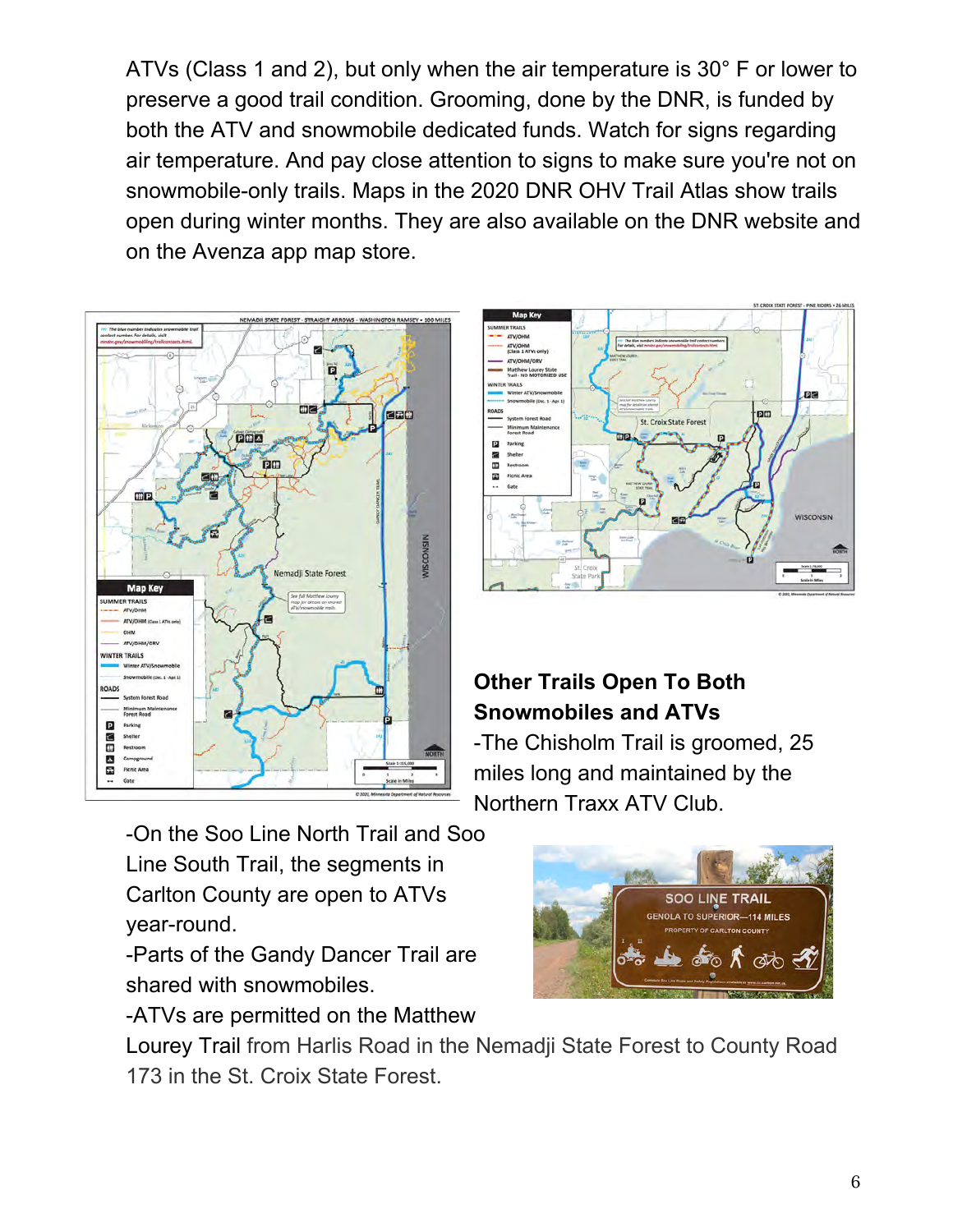ATVs (Class 1 and 2), but only when the air temperature is 30° F or lower to preserve a good trail condition. Grooming, done by the DNR, is funded by both the ATV and snowmobile dedicated funds. Watch for signs regarding air temperature. And pay close attention to signs to make sure you're not on snowmobile-only trails. Maps in the 2020 DNR OHV Trail Atlas show trails open during winter months. They are also available on the DNR website and on the Avenza app map store.

## Other Trails Open To Both Snowmobiles and ATVs

-The Chisholm Trail is groomed, 25 miles long and maintained by the Northern Traxx ATV Club.

-On the Soo Line North Trail and Soo Line South Trail, the segments in Carlton County are open to ATVs year-round.

-Parts of the Gandy Dancer Trail are shared with snowmobiles.

-ATVs are permitted on the Matthew Lourey Trail from Harlis Road in the Nemadji State Forest to County Road 173 in the St. Croix State Forest.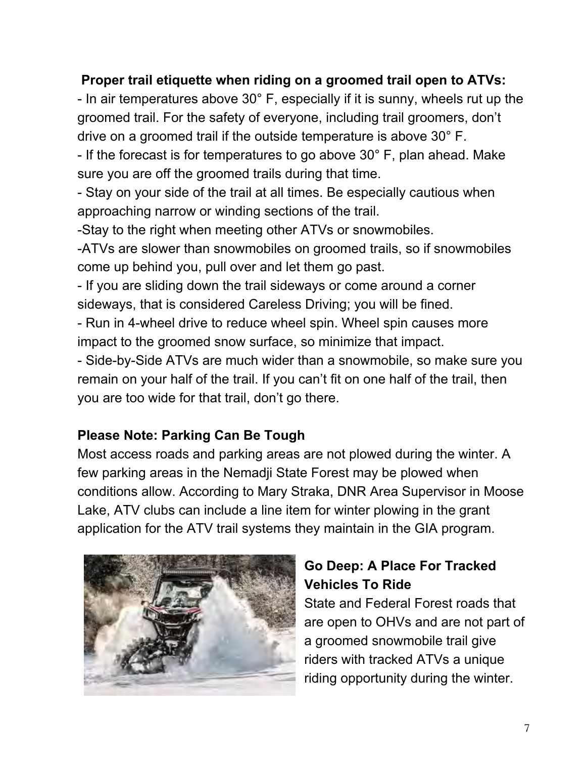**Proper trail etiquette when riding on a groomed trail open to ATVs:**

- In air temperatures above 30° F, especially if it is sunny, wheels rut up the groomed trail. For the safety of everyone, including trail groomers, don't drive on a groomed trail if the outside temperature is above 30° F.
- If the forecast is for temperatures to go above 30° F, plan ahead. Make sure you are off the groomed trails during that time.
- Stay on your side of the trail at all times. Be especially cautious when approaching narrow or winding sections of the trail.
- Stay to the right when meeting other ATVs or snowmobiles.
- ATVs are slower than snowmobiles on groomed trails, so if snowmobiles come up behind you, pull over and let them go past.
- If you are sliding down the trail sideways or come around a corner sideways, that is considered Careless Driving; you will be fined.
- Run in 4-wheel drive to reduce wheel spin. Wheel spin causes more impact to the groomed snow surface, so minimize that impact.
- Side-by-Side ATVs are much wider than a snowmobile, so make sure you remain on your half of the trail. If you can't fit on one half of the trail, then you are too wide for that trail, don't go there.

**Please Note: Parking Can Be Tough**

Most access roads and parking areas are not plowed during the winter. A few parking areas in the Nemadji State Forest may be plowed when conditions allow. According to Mary Straka, DNR Area Supervisor in Moose Lake, ATV clubs can include a line item for winter plowing in the grant application for the ATV trail systems they maintain in the GIA program.

**Go Deep: A Place For Tracked Vehicles To Ride**

State and Federal Forest roads that are open to OHVs and are not part of a groomed snowmobile trail give riders with tracked ATVs a unique riding opportunity during the winter.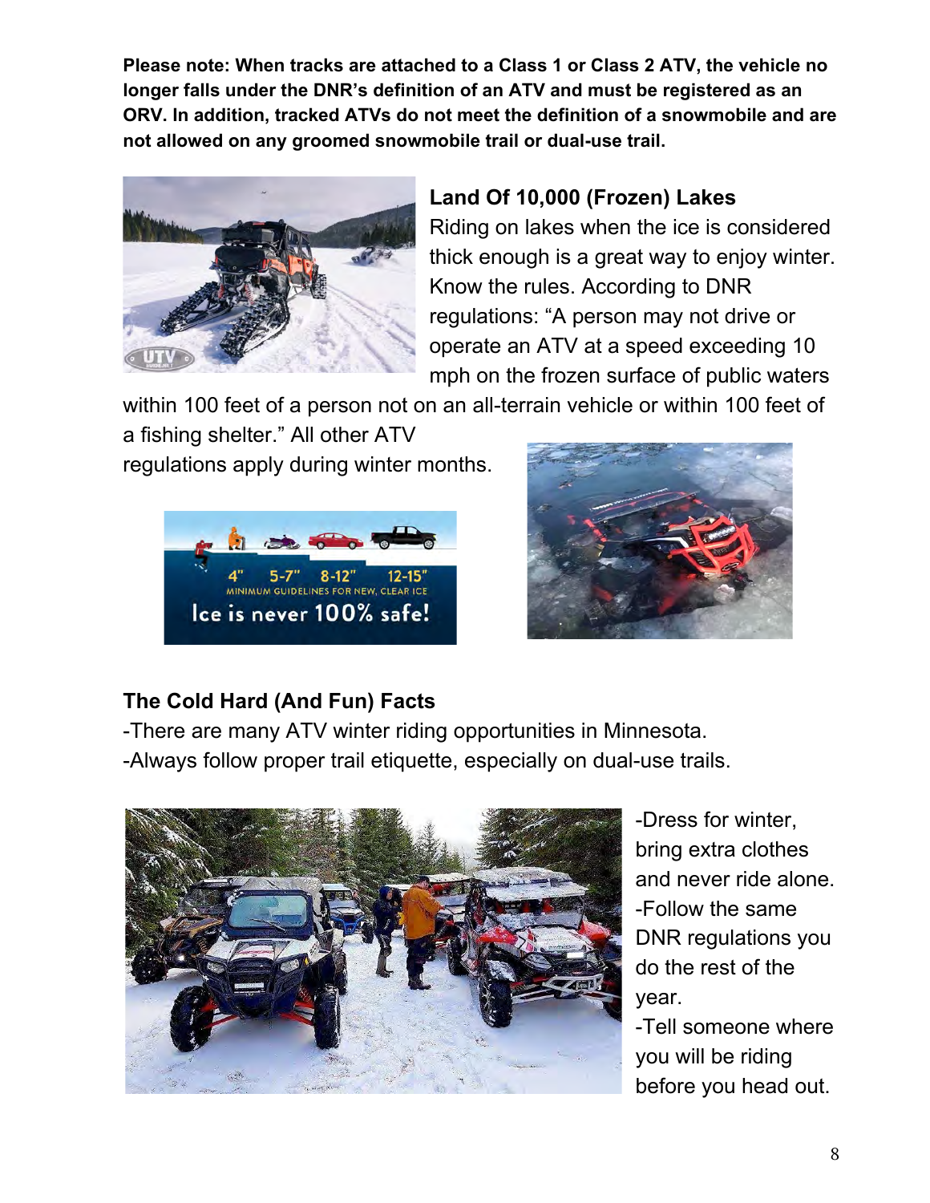**Please note: When tracks are attached to a Class 1 or Class 2 ATV, the vehicle no longer falls under the DNR's definition of an ATV and must be registered as an ORV. In addition, tracked ATVs do not meet the definition of a snowmobile and are not allowed on any groomed snowmobile trail or dual-use trail.**

## Land Of 10,000 (Frozen) Lakes

Riding on lakes when the ice is considered thick enough is a great way to enjoy winter. Know the rules. According to DNR regulations: "A person may not drive or operate an ATV at a speed exceeding 10 mph on the frozen surface of public waters within 100 feet of a person not on an all-terrain vehicle or within 100 feet of a fishing shelter." All other ATV regulations apply during winter months.

## The Cold Hard (And Fun) Facts

-There are many ATV winter riding opportunities in Minnesota.
-Always follow proper trail etiquette, especially on dual-use trails.

-Dress for winter, bring extra clothes and never ride alone.
-Follow the same DNR regulations you do the rest of the year.
-Tell someone where you will be riding before you head out.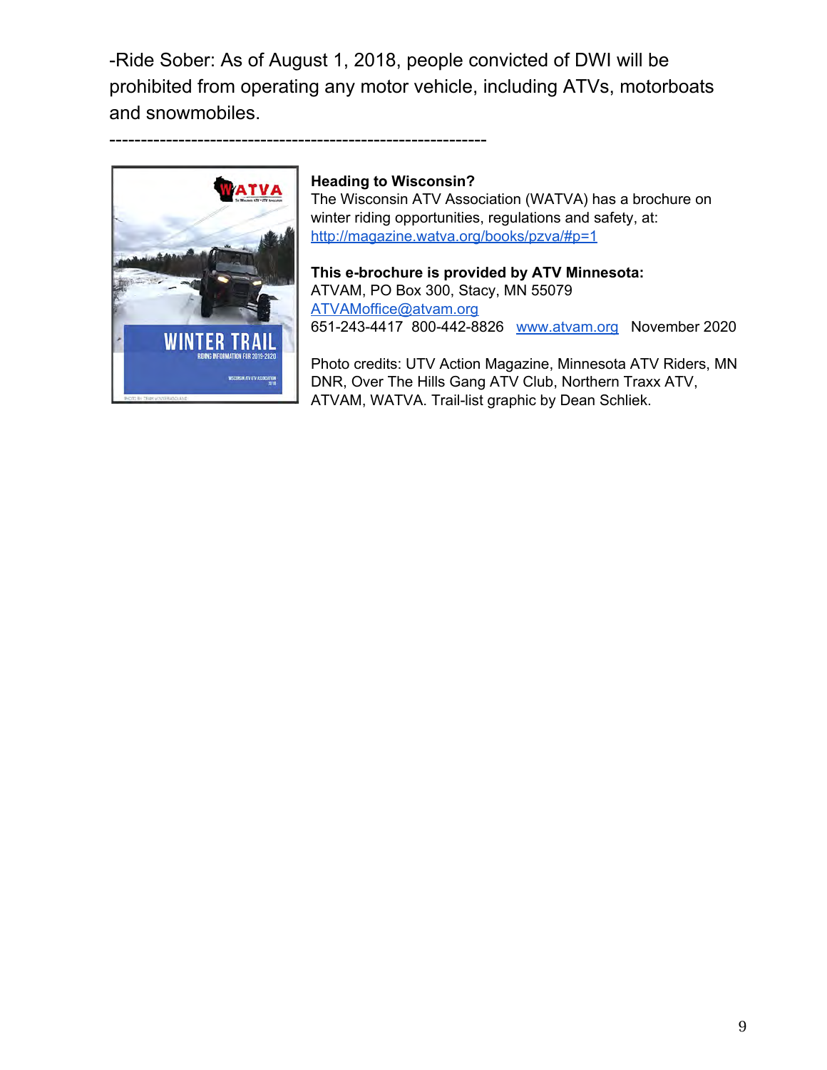-Ride Sober: As of August 1, 2018, people convicted of DWI will be prohibited from operating any motor vehicle, including ATVs, motorboats and snowmobiles.

------------------------------------------------------------

**Heading to Wisconsin?**
The Wisconsin ATV Association (WATVA) has a brochure on winter riding opportunities, regulations and safety, at: http://magazine.watva.org/books/pzva/#p=1

**This e-brochure is provided by ATV Minnesota:**
ATVAM, PO Box 300, Stacy, MN 55079
ATVAMoffice@atvam.org
651-243-4417 800-442-8826 www.atvam.org November 2020

Photo credits: UTV Action Magazine, Minnesota ATV Riders, MN DNR, Over The Hills Gang ATV Club, Northern Traxx ATV, ATVAM, WATVA. Trail-list graphic by Dean Schliek.